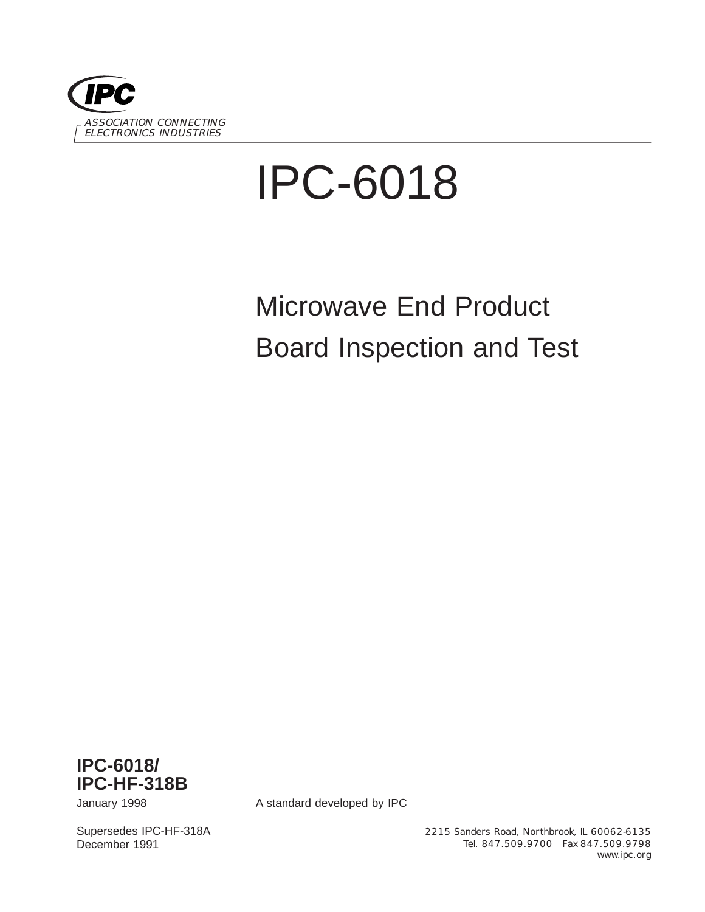**IPC**

ASSOCIATION CONNECTING
ELECTRONICS INDUSTRIES

# IPC-6018

## Microwave End Product Board Inspection and Test

**IPC-6018/**
**IPC-HF-318B**

January 1998

A standard developed by IPC

Supersedes IPC-HF-318A
December 1991

2215 Sanders Road, Northbrook, IL 60062-6135
Tel. 847.509.9700 Fax 847.509.9798
www.ipc.org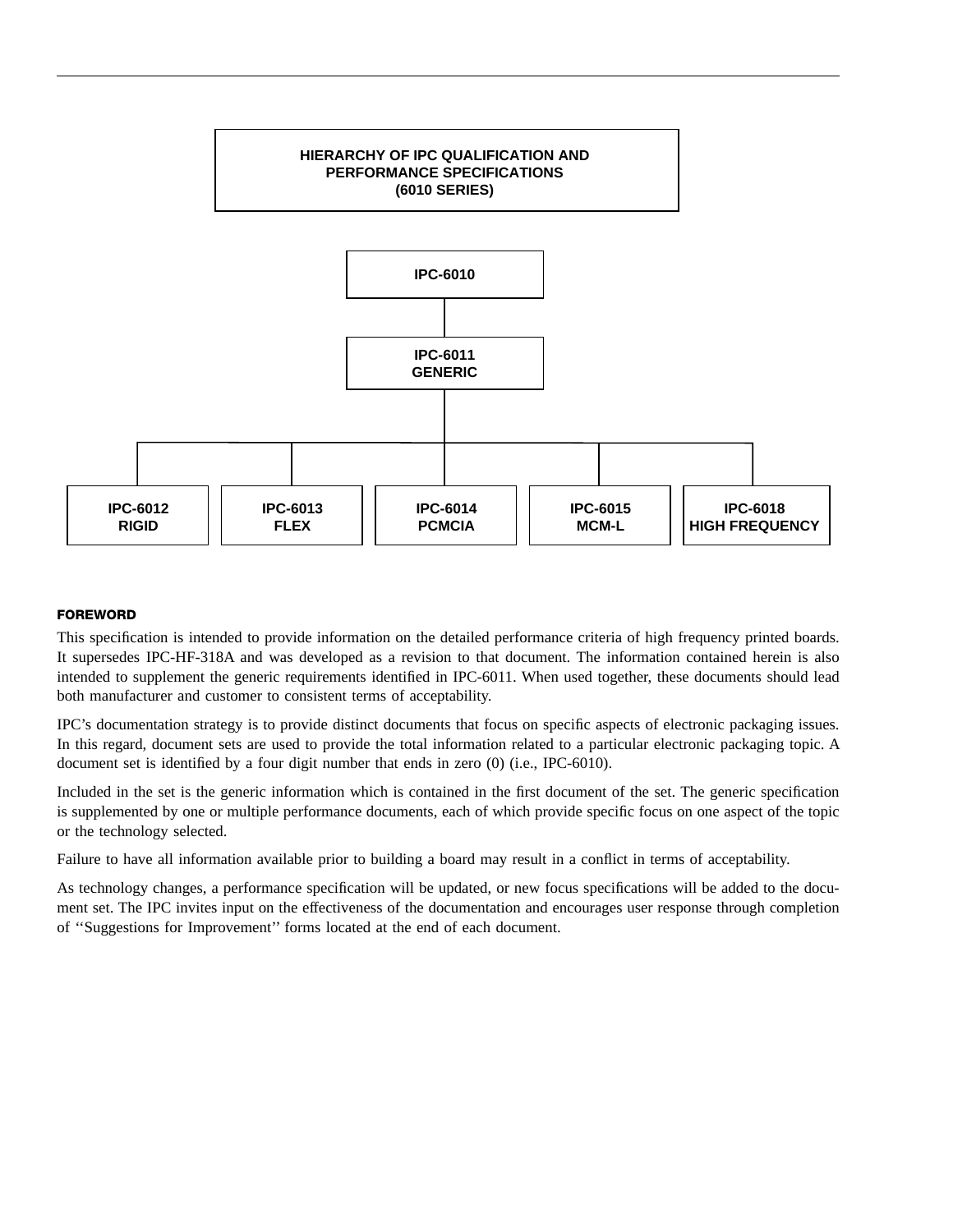**HIERARCHY OF IPC QUALIFICATION AND PERFORMANCE SPECIFICATIONS (6010 SERIES)**

- **IPC-6010**
  - **IPC-6011 GENERIC**
    - **IPC-6012 RIGID**
    - **IPC-6013 FLEX**
    - **IPC-6014 PCMCIA**
    - **IPC-6015 MCM-L**
    - **IPC-6018 HIGH FREQUENCY**

## FOREWORD

This specification is intended to provide information on the detailed performance criteria of high frequency printed boards. It supersedes IPC-HF-318A and was developed as a revision to that document. The information contained herein is also intended to supplement the generic requirements identified in IPC-6011. When used together, these documents should lead both manufacturer and customer to consistent terms of acceptability.

IPC's documentation strategy is to provide distinct documents that focus on specific aspects of electronic packaging issues. In this regard, document sets are used to provide the total information related to a particular electronic packaging topic. A document set is identified by a four digit number that ends in zero (0) (i.e., IPC-6010).

Included in the set is the generic information which is contained in the first document of the set. The generic specification is supplemented by one or multiple performance documents, each of which provide specific focus on one aspect of the topic or the technology selected.

Failure to have all information available prior to building a board may result in a conflict in terms of acceptability.

As technology changes, a performance specification will be updated, or new focus specifications will be added to the document set. The IPC invites input on the effectiveness of the documentation and encourages user response through completion of ''Suggestions for Improvement'' forms located at the end of each document.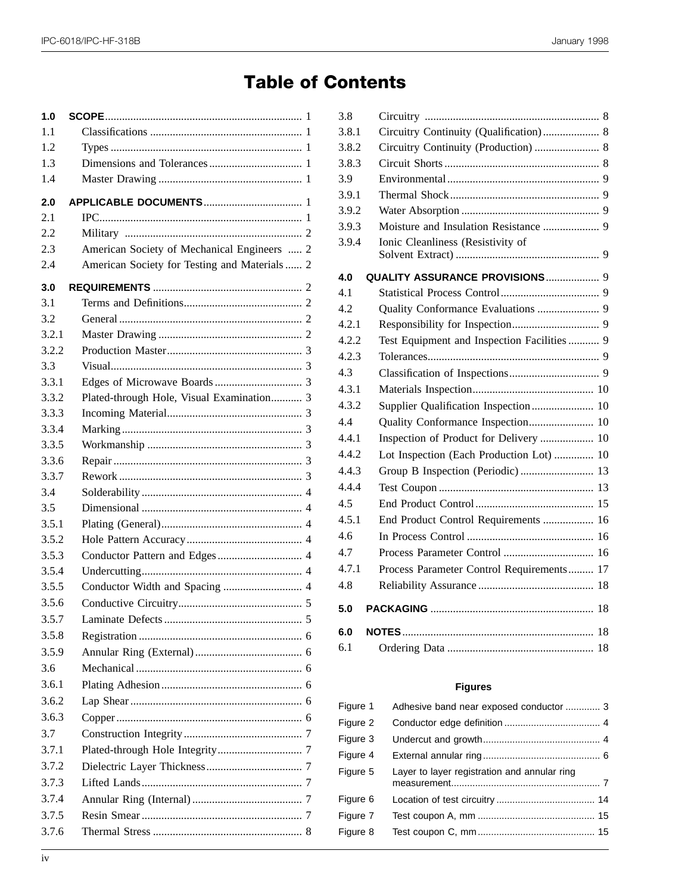# Table of Contents

| | | |
|---|---|---|
| **1.0** | **SCOPE** | 1 |
| 1.1 | Classifications | 1 |
| 1.2 | Types | 1 |
| 1.3 | Dimensions and Tolerances | 1 |
| 1.4 | Master Drawing | 1 |
| **2.0** | **APPLICABLE DOCUMENTS** | 1 |
| 2.1 | IPC | 1 |
| 2.2 | Military | 2 |
| 2.3 | American Society of Mechanical Engineers | 2 |
| 2.4 | American Society for Testing and Materials | 2 |
| **3.0** | **REQUIREMENTS** | 2 |
| 3.1 | Terms and Definitions | 2 |
| 3.2 | General | 2 |
| 3.2.1 | Master Drawing | 2 |
| 3.2.2 | Production Master | 3 |
| 3.3 | Visual | 3 |
| 3.3.1 | Edges of Microwave Boards | 3 |
| 3.3.2 | Plated-through Hole, Visual Examination | 3 |
| 3.3.3 | Incoming Material | 3 |
| 3.3.4 | Marking | 3 |
| 3.3.5 | Workmanship | 3 |
| 3.3.6 | Repair | 3 |
| 3.3.7 | Rework | 3 |
| 3.4 | Solderability | 4 |
| 3.5 | Dimensional | 4 |
| 3.5.1 | Plating (General) | 4 |
| 3.5.2 | Hole Pattern Accuracy | 4 |
| 3.5.3 | Conductor Pattern and Edges | 4 |
| 3.5.4 | Undercutting | 4 |
| 3.5.5 | Conductor Width and Spacing | 4 |
| 3.5.6 | Conductive Circuitry | 5 |
| 3.5.7 | Laminate Defects | 5 |
| 3.5.8 | Registration | 6 |
| 3.5.9 | Annular Ring (External) | 6 |
| 3.6 | Mechanical | 6 |
| 3.6.1 | Plating Adhesion | 6 |
| 3.6.2 | Lap Shear | 6 |
| 3.6.3 | Copper | 6 |
| 3.7 | Construction Integrity | 7 |
| 3.7.1 | Plated-through Hole Integrity | 7 |
| 3.7.2 | Dielectric Layer Thickness | 7 |
| 3.7.3 | Lifted Lands | 7 |
| 3.7.4 | Annular Ring (Internal) | 7 |
| 3.7.5 | Resin Smear | 7 |
| 3.7.6 | Thermal Stress | 8 |
| 3.8 | Circuitry | 8 |
| 3.8.1 | Circuitry Continuity (Qualification) | 8 |
| 3.8.2 | Circuitry Continuity (Production) | 8 |
| 3.8.3 | Circuit Shorts | 8 |
| 3.9 | Environmental | 9 |
| 3.9.1 | Thermal Shock | 9 |
| 3.9.2 | Water Absorption | 9 |
| 3.9.3 | Moisture and Insulation Resistance | 9 |
| 3.9.4 | Ionic Cleanliness (Resistivity of Solvent Extract) | 9 |
| **4.0** | **QUALITY ASSURANCE PROVISIONS** | 9 |
| 4.1 | Statistical Process Control | 9 |
| 4.2 | Quality Conformance Evaluations | 9 |
| 4.2.1 | Responsibility for Inspection | 9 |
| 4.2.2 | Test Equipment and Inspection Facilities | 9 |
| 4.2.3 | Tolerances | 9 |
| 4.3 | Classification of Inspections | 9 |
| 4.3.1 | Materials Inspection | 10 |
| 4.3.2 | Supplier Qualification Inspection | 10 |
| 4.4 | Quality Conformance Inspection | 10 |
| 4.4.1 | Inspection of Product for Delivery | 10 |
| 4.4.2 | Lot Inspection (Each Production Lot) | 10 |
| 4.4.3 | Group B Inspection (Periodic) | 13 |
| 4.4.4 | Test Coupon | 13 |
| 4.5 | End Product Control | 15 |
| 4.5.1 | End Product Control Requirements | 16 |
| 4.6 | In Process Control | 16 |
| 4.7 | Process Parameter Control | 16 |
| 4.7.1 | Process Parameter Control Requirements | 17 |
| 4.8 | Reliability Assurance | 18 |
| **5.0** | **PACKAGING** | 18 |
| **6.0** | **NOTES** | 18 |
| 6.1 | Ordering Data | 18 |

## Figures

| | | |
|---|---|---|
| Figure 1 | Adhesive band near exposed conductor | 3 |
| Figure 2 | Conductor edge definition | 4 |
| Figure 3 | Undercut and growth | 4 |
| Figure 4 | External annular ring | 6 |
| Figure 5 | Layer to layer registration and annular ring measurement | 7 |
| Figure 6 | Location of test circuitry | 14 |
| Figure 7 | Test coupon A, mm | 15 |
| Figure 8 | Test coupon C, mm | 15 |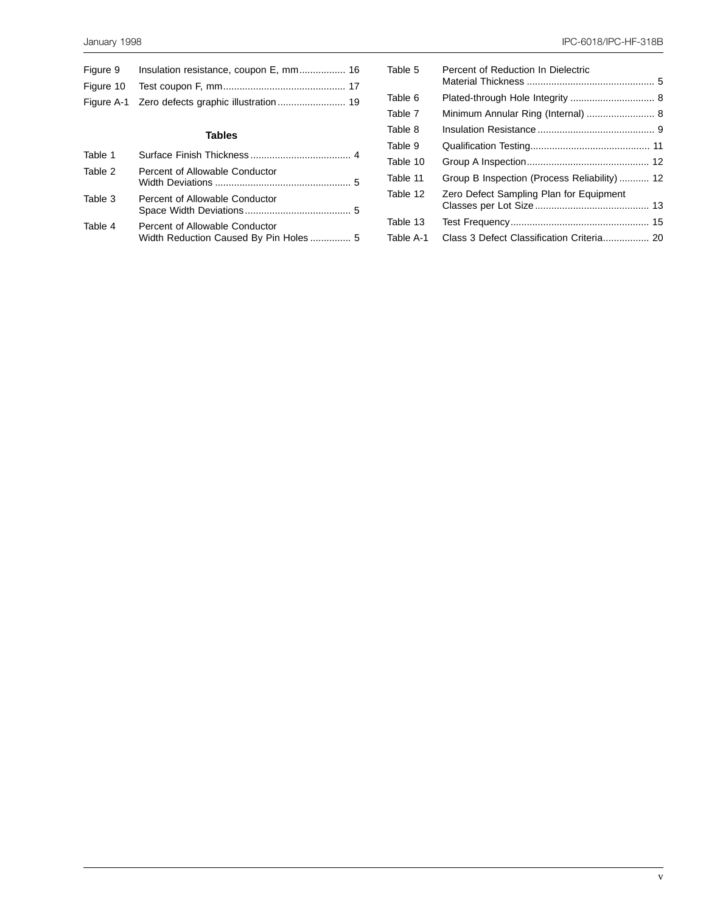Figure 9 Insulation resistance, coupon E, mm................. 16

Figure 10 Test coupon F, mm............................................ 17

Figure A-1 Zero defects graphic illustration ........................ 19

### Tables

Table 1 Surface Finish Thickness .................................... 4

Table 2 Percent of Allowable Conductor Width Deviations ................................................. 5

Table 3 Percent of Allowable Conductor Space Width Deviations...................................... 5

Table 4 Percent of Allowable Conductor Width Reduction Caused By Pin Holes ............... 5

Table 5 Percent of Reduction In Dielectric Material Thickness .............................................. 5

Table 6 Plated-through Hole Integrity ............................... 8

Table 7 Minimum Annular Ring (Internal) ......................... 8

Table 8 Insulation Resistance ........................................... 9

Table 9 Qualification Testing............................................ 11

Table 10 Group A Inspection............................................. 12

Table 11 Group B Inspection (Process Reliability) ........... 12

Table 12 Zero Defect Sampling Plan for Equipment Classes per Lot Size .......................................... 13

Table 13 Test Frequency................................................... 15

Table A-1 Class 3 Defect Classification Criteria................. 20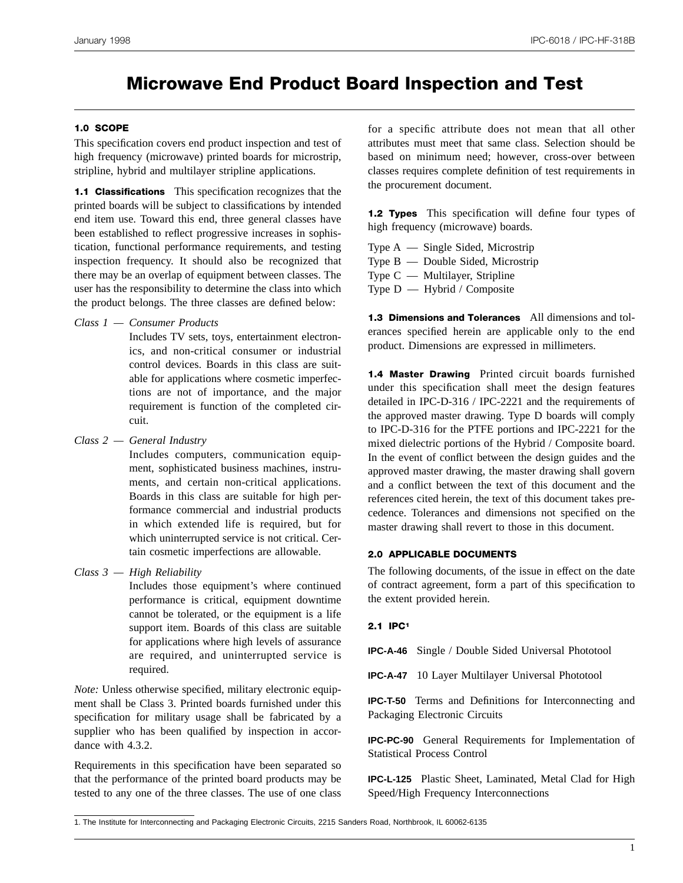# Microwave End Product Board Inspection and Test

## 1.0 SCOPE

This specification covers end product inspection and test of high frequency (microwave) printed boards for microstrip, stripline, hybrid and multilayer stripline applications.

**1.1 Classifications** This specification recognizes that the printed boards will be subject to classifications by intended end item use. Toward this end, three general classes have been established to reflect progressive increases in sophistication, functional performance requirements, and testing inspection frequency. It should also be recognized that there may be an overlap of equipment between classes. The user has the responsibility to determine the class into which the product belongs. The three classes are defined below:

*Class 1 — Consumer Products*
Includes TV sets, toys, entertainment electronics, and non-critical consumer or industrial control devices. Boards in this class are suitable for applications where cosmetic imperfections are not of importance, and the major requirement is function of the completed circuit.

*Class 2 — General Industry*
Includes computers, communication equipment, sophisticated business machines, instruments, and certain non-critical applications. Boards in this class are suitable for high performance commercial and industrial products in which extended life is required, but for which uninterrupted service is not critical. Certain cosmetic imperfections are allowable.

*Class 3 — High Reliability*
Includes those equipment's where continued performance is critical, equipment downtime cannot be tolerated, or the equipment is a life support item. Boards of this class are suitable for applications where high levels of assurance are required, and uninterrupted service is required.

*Note:* Unless otherwise specified, military electronic equipment shall be Class 3. Printed boards furnished under this specification for military usage shall be fabricated by a supplier who has been qualified by inspection in accordance with 4.3.2.

Requirements in this specification have been separated so that the performance of the printed board products may be tested to any one of the three classes. The use of one class for a specific attribute does not mean that all other attributes must meet that same class. Selection should be based on minimum need; however, cross-over between classes requires complete definition of test requirements in the procurement document.

**1.2 Types** This specification will define four types of high frequency (microwave) boards.

Type A — Single Sided, Microstrip
Type B — Double Sided, Microstrip
Type C — Multilayer, Stripline
Type D — Hybrid / Composite

**1.3 Dimensions and Tolerances** All dimensions and tolerances specified herein are applicable only to the end product. Dimensions are expressed in millimeters.

**1.4 Master Drawing** Printed circuit boards furnished under this specification shall meet the design features detailed in IPC-D-316 / IPC-2221 and the requirements of the approved master drawing. Type D boards will comply to IPC-D-316 for the PTFE portions and IPC-2221 for the mixed dielectric portions of the Hybrid / Composite board. In the event of conflict between the design guides and the approved master drawing, the master drawing shall govern and a conflict between the text of this document and the references cited herein, the text of this document takes precedence. Tolerances and dimensions not specified on the master drawing shall revert to those in this document.

## 2.0 APPLICABLE DOCUMENTS

The following documents, of the issue in effect on the date of contract agreement, form a part of this specification to the extent provided herein.

### 2.1 IPC[1]

**IPC-A-46** Single / Double Sided Universal Phototool

**IPC-A-47** 10 Layer Multilayer Universal Phototool

**IPC-T-50** Terms and Definitions for Interconnecting and Packaging Electronic Circuits

**IPC-PC-90** General Requirements for Implementation of Statistical Process Control

**IPC-L-125** Plastic Sheet, Laminated, Metal Clad for High Speed/High Frequency Interconnections

1. The Institute for Interconnecting and Packaging Electronic Circuits, 2215 Sanders Road, Northbrook, IL 60062-6135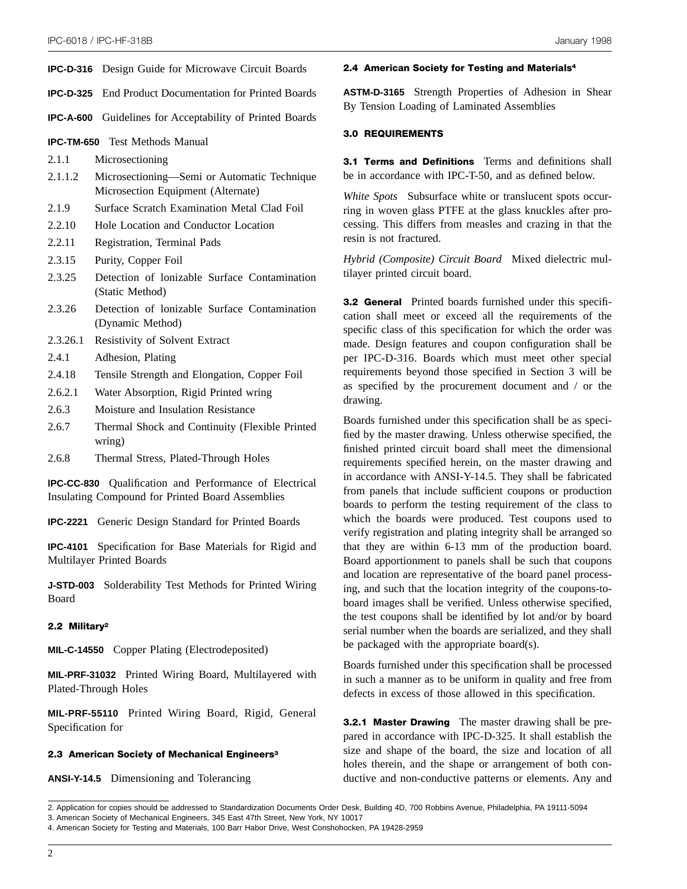**IPC-D-316** Design Guide for Microwave Circuit Boards

**IPC-D-325** End Product Documentation for Printed Boards

**IPC-A-600** Guidelines for Acceptability of Printed Boards

**IPC-TM-650** Test Methods Manual

| | |
|---|---|
| 2.1.1 | Microsectioning |
| 2.1.1.2 | Microsectioning—Semi or Automatic Technique Microsection Equipment (Alternate) |
| 2.1.9 | Surface Scratch Examination Metal Clad Foil |
| 2.2.10 | Hole Location and Conductor Location |
| 2.2.11 | Registration, Terminal Pads |
| 2.3.15 | Purity, Copper Foil |
| 2.3.25 | Detection of lonizable Surface Contamination (Static Method) |
| 2.3.26 | Detection of lonizable Surface Contamination (Dynamic Method) |
| 2.3.26.1 | Resistivity of Solvent Extract |
| 2.4.1 | Adhesion, Plating |
| 2.4.18 | Tensile Strength and Elongation, Copper Foil |
| 2.6.2.1 | Water Absorption, Rigid Printed wring |
| 2.6.3 | Moisture and Insulation Resistance |
| 2.6.7 | Thermal Shock and Continuity (Flexible Printed wring) |
| 2.6.8 | Thermal Stress, Plated-Through Holes |

**IPC-CC-830** Qualification and Performance of Electrical Insulating Compound for Printed Board Assemblies

**IPC-2221** Generic Design Standard for Printed Boards

**IPC-4101** Specification for Base Materials for Rigid and Multilayer Printed Boards

**J-STD-003** Solderability Test Methods for Printed Wiring Board

### 2.2 Military[2]

**MIL-C-14550** Copper Plating (Electrodeposited)

**MIL-PRF-31032** Printed Wiring Board, Multilayered with Plated-Through Holes

**MIL-PRF-55110** Printed Wiring Board, Rigid, General Specification for

### 2.3 American Society of Mechanical Engineers[3]

**ANSI-Y-14.5** Dimensioning and Tolerancing

### 2.4 American Society for Testing and Materials[4]

**ASTM-D-3165** Strength Properties of Adhesion in Shear By Tension Loading of Laminated Assemblies

## 3.0 REQUIREMENTS

**3.1 Terms and Definitions** Terms and definitions shall be in accordance with IPC-T-50, and as defined below.

*White Spots* Subsurface white or translucent spots occurring in woven glass PTFE at the glass knuckles after processing. This differs from measles and crazing in that the resin is not fractured.

*Hybrid (Composite) Circuit Board* Mixed dielectric multilayer printed circuit board.

**3.2 General** Printed boards furnished under this specification shall meet or exceed all the requirements of the specific class of this specification for which the order was made. Design features and coupon configuration shall be per IPC-D-316. Boards which must meet other special requirements beyond those specified in Section 3 will be as specified by the procurement document and / or the drawing.

Boards furnished under this specification shall be as specified by the master drawing. Unless otherwise specified, the finished printed circuit board shall meet the dimensional requirements specified herein, on the master drawing and in accordance with ANSI-Y-14.5. They shall be fabricated from panels that include sufficient coupons or production boards to perform the testing requirement of the class to which the boards were produced. Test coupons used to verify registration and plating integrity shall be arranged so that they are within 6-13 mm of the production board. Board apportionment to panels shall be such that coupons and location are representative of the board panel processing, and such that the location integrity of the coupons-to-board images shall be verified. Unless otherwise specified, the test coupons shall be identified by lot and/or by board serial number when the boards are serialized, and they shall be packaged with the appropriate board(s).

Boards furnished under this specification shall be processed in such a manner as to be uniform in quality and free from defects in excess of those allowed in this specification.

**3.2.1 Master Drawing** The master drawing shall be prepared in accordance with IPC-D-325. It shall establish the size and shape of the board, the size and location of all holes therein, and the shape or arrangement of both conductive and non-conductive patterns or elements. Any and

2. Application for copies should be addressed to Standardization Documents Order Desk, Building 4D, 700 Robbins Avenue, Philadelphia, PA 19111-5094

3. American Society of Mechanical Engineers, 345 East 47th Street, New York, NY 10017

4. American Society for Testing and Materials, 100 Barr Habor Drive, West Conshohocken, PA 19428-2959